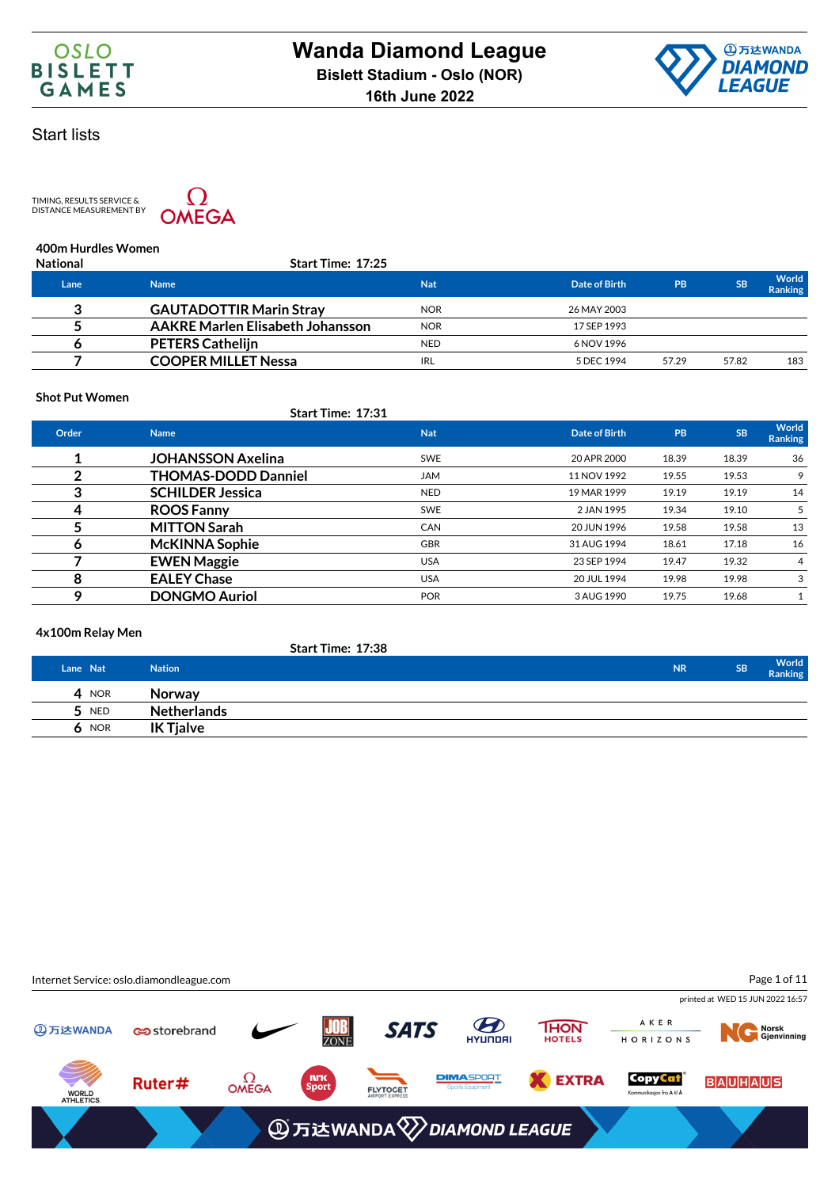# Wanda Diamond League

**Bislett Stadium - Oslo (NOR)**

**16th June 2022**

## Start lists

TIMING, RESULTS SERVICE & DISTANCE MEASUREMENT BY OMEGA

### 400m Hurdles Women

National

Start Time: 17:25

| Lane | Name | Nat | Date of Birth | PB | SB | World Ranking |
|---|---|---|---|---|---|---|
| 3 | GAUTADOTTIR Marin Stray | NOR | 26 MAY 2003 | | | |
| 5 | AAKRE Marlen Elisabeth Johansson | NOR | 17 SEP 1993 | | | |
| 6 | PETERS Cathelijn | NED | 6 NOV 1996 | | | |
| 7 | COOPER MILLET Nessa | IRL | 5 DEC 1994 | 57.29 | 57.82 | 183 |

### Shot Put Women

Start Time: 17:31

| Order | Name | Nat | Date of Birth | PB | SB | World Ranking |
|---|---|---|---|---|---|---|
| 1 | JOHANSSON Axelina | SWE | 20 APR 2000 | 18.39 | 18.39 | 36 |
| 2 | THOMAS-DODD Danniel | JAM | 11 NOV 1992 | 19.55 | 19.53 | 9 |
| 3 | SCHILDER Jessica | NED | 19 MAR 1999 | 19.19 | 19.19 | 14 |
| 4 | ROOS Fanny | SWE | 2 JAN 1995 | 19.34 | 19.10 | 5 |
| 5 | MITTON Sarah | CAN | 20 JUN 1996 | 19.58 | 19.58 | 13 |
| 6 | McKINNA Sophie | GBR | 31 AUG 1994 | 18.61 | 17.18 | 16 |
| 7 | EWEN Maggie | USA | 23 SEP 1994 | 19.47 | 19.32 | 4 |
| 8 | EALEY Chase | USA | 20 JUL 1994 | 19.98 | 19.98 | 3 |
| 9 | DONGMO Auriol | POR | 3 AUG 1990 | 19.75 | 19.68 | 1 |

### 4x100m Relay Men

Start Time: 17:38

| Lane | Nat | Nation | NR | SB | World Ranking |
|---|---|---|---|---|---|
| 4 | NOR | Norway | | | |
| 5 | NED | Netherlands | | | |
| 6 | NOR | IK Tjalve | | | |

Internet Service: oslo.diamondleague.com

printed at WED 15 JUN 2022 16:57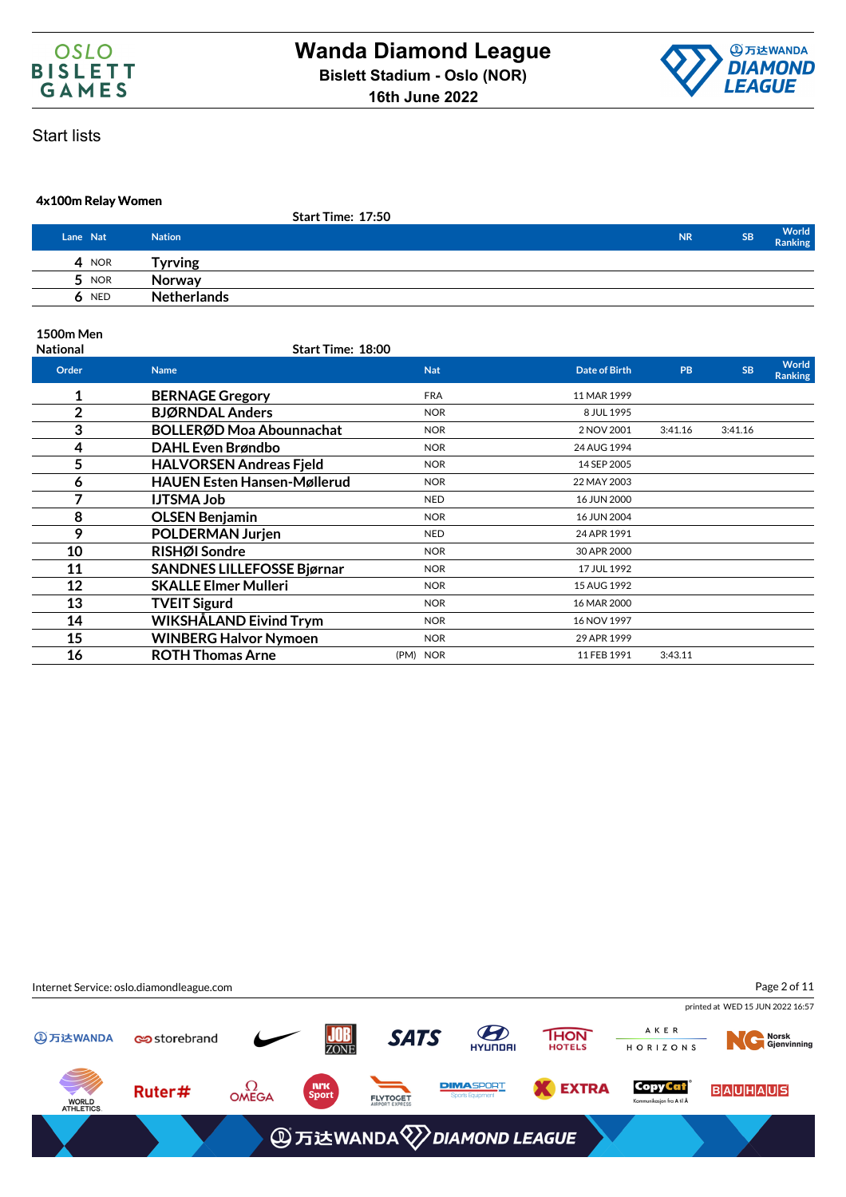# Wanda Diamond League

**Bislett Stadium - Oslo (NOR)**

**16th June 2022**

Start lists

### 4x100m Relay Women

Start Time: 17:50

| Lane | Nat | Nation | NR | SB | World Ranking |
|---|---|---|---|---|---|
| 4 | NOR | Tyrving | | | |
| 5 | NOR | Norway | | | |
| 6 | NED | Netherlands | | | |

### 1500m Men

National

Start Time: 18:00

| Order | Name | | Nat | Date of Birth | PB | SB | World Ranking |
|---|---|---|---|---|---|---|---|
| 1 | BERNAGE Gregory | | FRA | 11 MAR 1999 | | | |
| 2 | BJØRNDAL Anders | | NOR | 8 JUL 1995 | | | |
| 3 | BOLLERØD Moa Abounnachat | | NOR | 2 NOV 2001 | 3:41.16 | 3:41.16 | |
| 4 | DAHL Even Brøndbo | | NOR | 24 AUG 1994 | | | |
| 5 | HALVORSEN Andreas Fjeld | | NOR | 14 SEP 2005 | | | |
| 6 | HAUEN Esten Hansen-Møllerud | | NOR | 22 MAY 2003 | | | |
| 7 | IJTSMA Job | | NED | 16 JUN 2000 | | | |
| 8 | OLSEN Benjamin | | NOR | 16 JUN 2004 | | | |
| 9 | POLDERMAN Jurjen | | NED | 24 APR 1991 | | | |
| 10 | RISHØI Sondre | | NOR | 30 APR 2000 | | | |
| 11 | SANDNES LILLEFOSSE Bjørnar | | NOR | 17 JUL 1992 | | | |
| 12 | SKALLE Elmer Mulleri | | NOR | 15 AUG 1992 | | | |
| 13 | TVEIT Sigurd | | NOR | 16 MAR 2000 | | | |
| 14 | WIKSHÅLAND Eivind Trym | | NOR | 16 NOV 1997 | | | |
| 15 | WINBERG Halvor Nymoen | | NOR | 29 APR 1999 | | | |
| 16 | ROTH Thomas Arne | (PM) | NOR | 11 FEB 1991 | 3:43.11 | | |

Internet Service: oslo.diamondleague.com

printed at WED 15 JUN 2022 16:57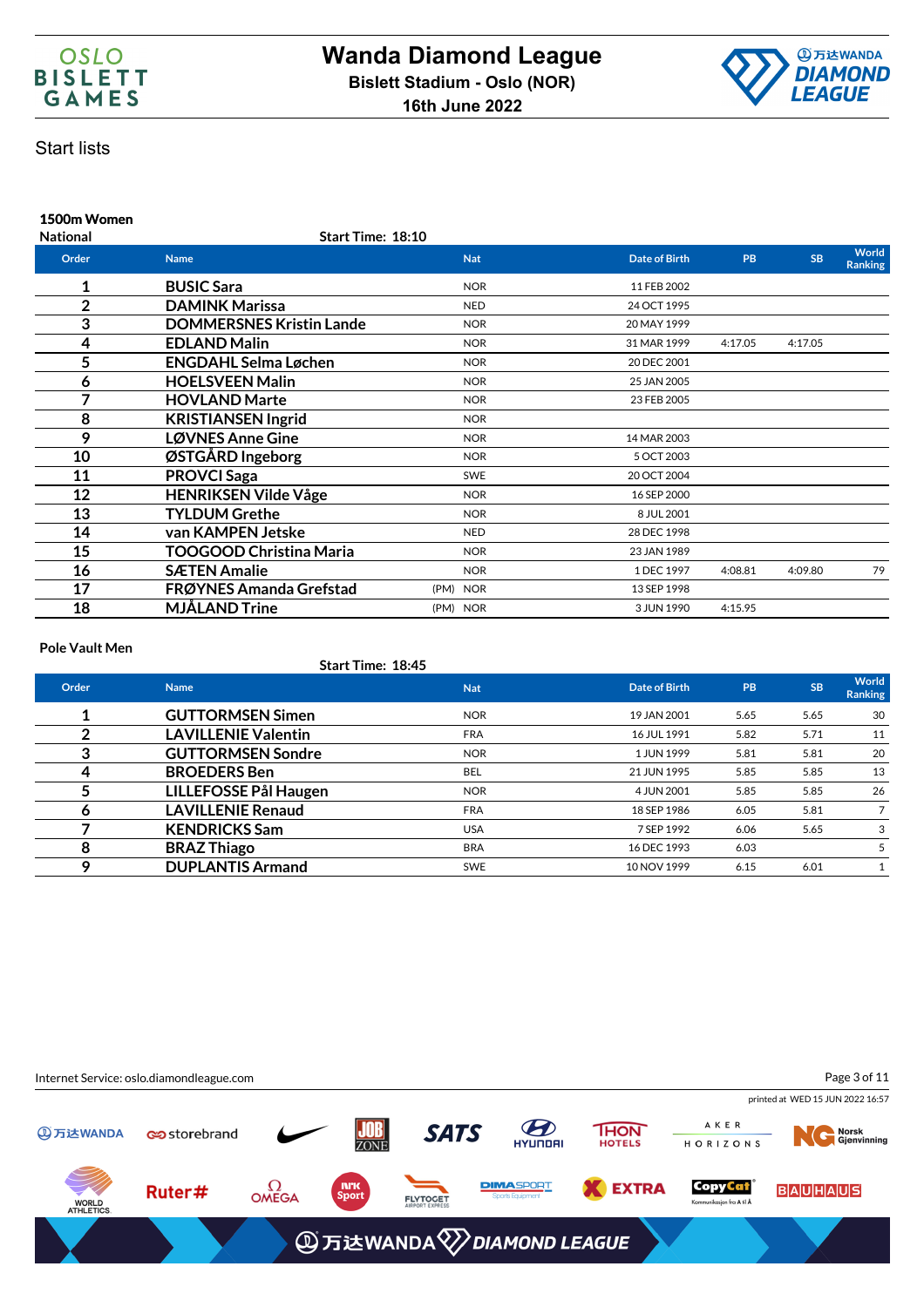# Wanda Diamond League

**Bislett Stadium - Oslo (NOR)**

**16th June 2022**

Start lists

### 1500m Women

National

Start Time: 18:10

| Order | Name | | Nat | Date of Birth | PB | SB | World Ranking |
|---|---|---|---|---|---|---|---|
| 1 | BUSIC Sara | | NOR | 11 FEB 2002 | | | |
| 2 | DAMINK Marissa | | NED | 24 OCT 1995 | | | |
| 3 | DOMMERSNES Kristin Lande | | NOR | 20 MAY 1999 | | | |
| 4 | EDLAND Malin | | NOR | 31 MAR 1999 | 4:17.05 | 4:17.05 | |
| 5 | ENGDAHL Selma Løchen | | NOR | 20 DEC 2001 | | | |
| 6 | HOELSVEEN Malin | | NOR | 25 JAN 2005 | | | |
| 7 | HOVLAND Marte | | NOR | 23 FEB 2005 | | | |
| 8 | KRISTIANSEN Ingrid | | NOR | | | | |
| 9 | LØVNES Anne Gine | | NOR | 14 MAR 2003 | | | |
| 10 | ØSTGÅRD Ingeborg | | NOR | 5 OCT 2003 | | | |
| 11 | PROVCI Saga | | SWE | 20 OCT 2004 | | | |
| 12 | HENRIKSEN Vilde Våge | | NOR | 16 SEP 2000 | | | |
| 13 | TYLDUM Grethe | | NOR | 8 JUL 2001 | | | |
| 14 | van KAMPEN Jetske | | NED | 28 DEC 1998 | | | |
| 15 | TOOGOOD Christina Maria | | NOR | 23 JAN 1989 | | | |
| 16 | SÆTEN Amalie | | NOR | 1 DEC 1997 | 4:08.81 | 4:09.80 | 79 |
| 17 | FRØYNES Amanda Grefstad | (PM) | NOR | 13 SEP 1998 | | | |
| 18 | MJÅLAND Trine | (PM) | NOR | 3 JUN 1990 | 4:15.95 | | |

### Pole Vault Men

Start Time: 18:45

| Order | Name | Nat | Date of Birth | PB | SB | World Ranking |
|---|---|---|---|---|---|---|
| 1 | GUTTORMSEN Simen | NOR | 19 JAN 2001 | 5.65 | 5.65 | 30 |
| 2 | LAVILLENIE Valentin | FRA | 16 JUL 1991 | 5.82 | 5.71 | 11 |
| 3 | GUTTORMSEN Sondre | NOR | 1 JUN 1999 | 5.81 | 5.81 | 20 |
| 4 | BROEDERS Ben | BEL | 21 JUN 1995 | 5.85 | 5.85 | 13 |
| 5 | LILLEFOSSE Pål Haugen | NOR | 4 JUN 2001 | 5.85 | 5.85 | 26 |
| 6 | LAVILLENIE Renaud | FRA | 18 SEP 1986 | 6.05 | 5.81 | 7 |
| 7 | KENDRICKS Sam | USA | 7 SEP 1992 | 6.06 | 5.65 | 3 |
| 8 | BRAZ Thiago | BRA | 16 DEC 1993 | 6.03 | | 5 |
| 9 | DUPLANTIS Armand | SWE | 10 NOV 1999 | 6.15 | 6.01 | 1 |

Internet Service: oslo.diamondleague.com

printed at WED 15 JUN 2022 16:57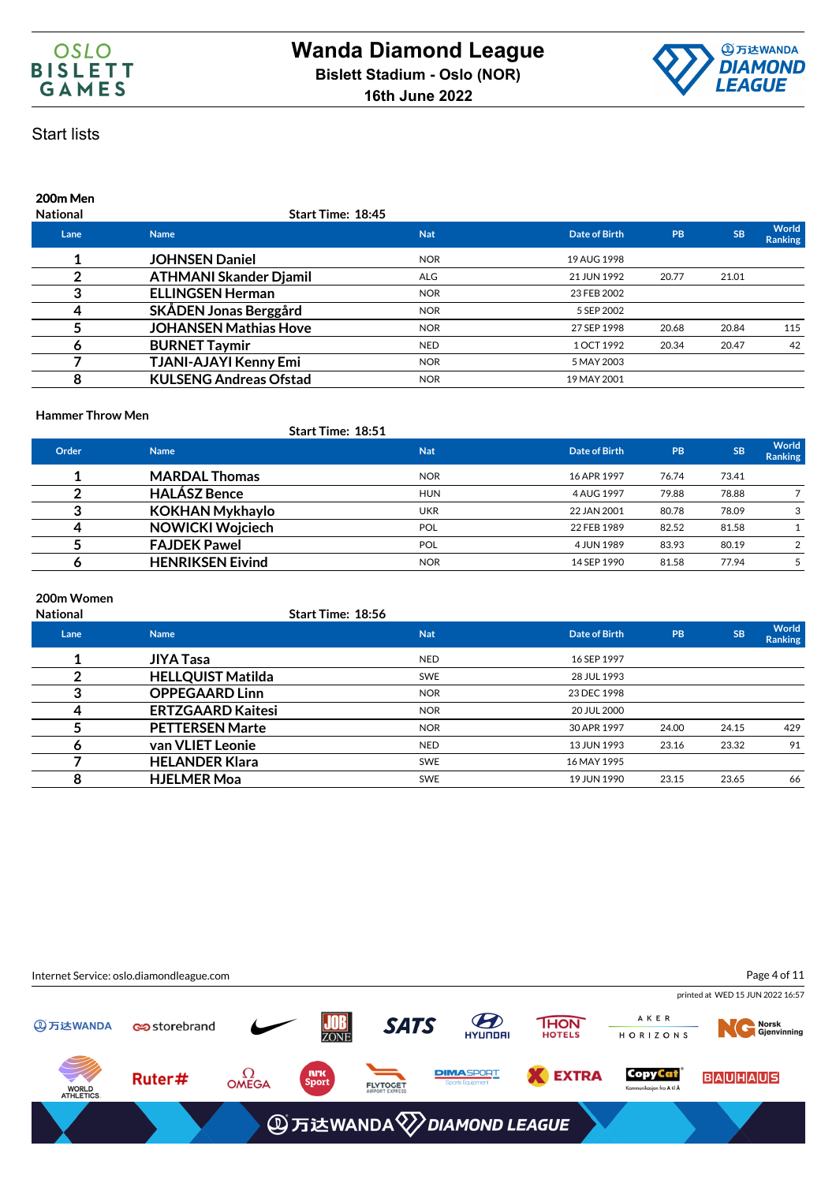# Wanda Diamond League

**Bislett Stadium - Oslo (NOR)**

**16th June 2022**

## Start lists

### 200m Men

National

**Start Time: 18:45**

| Lane | Name | Nat | Date of Birth | PB | SB | World Ranking |
|---|---|---|---|---|---|---|
| 1 | JOHNSEN Daniel | NOR | 19 AUG 1998 | | | |
| 2 | ATHMANI Skander Djamil | ALG | 21 JUN 1992 | 20.77 | 21.01 | |
| 3 | ELLINGSEN Herman | NOR | 23 FEB 2002 | | | |
| 4 | SKÅDEN Jonas Berggård | NOR | 5 SEP 2002 | | | |
| 5 | JOHANSEN Mathias Hove | NOR | 27 SEP 1998 | 20.68 | 20.84 | 115 |
| 6 | BURNET Taymir | NED | 1 OCT 1992 | 20.34 | 20.47 | 42 |
| 7 | TJANI-AJAYI Kenny Emi | NOR | 5 MAY 2003 | | | |
| 8 | KULSENG Andreas Ofstad | NOR | 19 MAY 2001 | | | |

### Hammer Throw Men

**Start Time: 18:51**

| Order | Name | Nat | Date of Birth | PB | SB | World Ranking |
|---|---|---|---|---|---|---|
| 1 | MARDAL Thomas | NOR | 16 APR 1997 | 76.74 | 73.41 | |
| 2 | HALÁSZ Bence | HUN | 4 AUG 1997 | 79.88 | 78.88 | 7 |
| 3 | KOKHAN Mykhaylo | UKR | 22 JAN 2001 | 80.78 | 78.09 | 3 |
| 4 | NOWICKI Wojciech | POL | 22 FEB 1989 | 82.52 | 81.58 | 1 |
| 5 | FAJDEK Pawel | POL | 4 JUN 1989 | 83.93 | 80.19 | 2 |
| 6 | HENRIKSEN Eivind | NOR | 14 SEP 1990 | 81.58 | 77.94 | 5 |

### 200m Women

National

**Start Time: 18:56**

| Lane | Name | Nat | Date of Birth | PB | SB | World Ranking |
|---|---|---|---|---|---|---|
| 1 | JIYA Tasa | NED | 16 SEP 1997 | | | |
| 2 | HELLQUIST Matilda | SWE | 28 JUL 1993 | | | |
| 3 | OPPEGAARD Linn | NOR | 23 DEC 1998 | | | |
| 4 | ERTZGAARD Kaitesi | NOR | 20 JUL 2000 | | | |
| 5 | PETTERSEN Marte | NOR | 30 APR 1997 | 24.00 | 24.15 | 429 |
| 6 | van VLIET Leonie | NED | 13 JUN 1993 | 23.16 | 23.32 | 91 |
| 7 | HELANDER Klara | SWE | 16 MAY 1995 | | | |
| 8 | HJELMER Moa | SWE | 19 JUN 1990 | 23.15 | 23.65 | 66 |

Internet Service: oslo.diamondleague.com

printed at WED 15 JUN 2022 16:57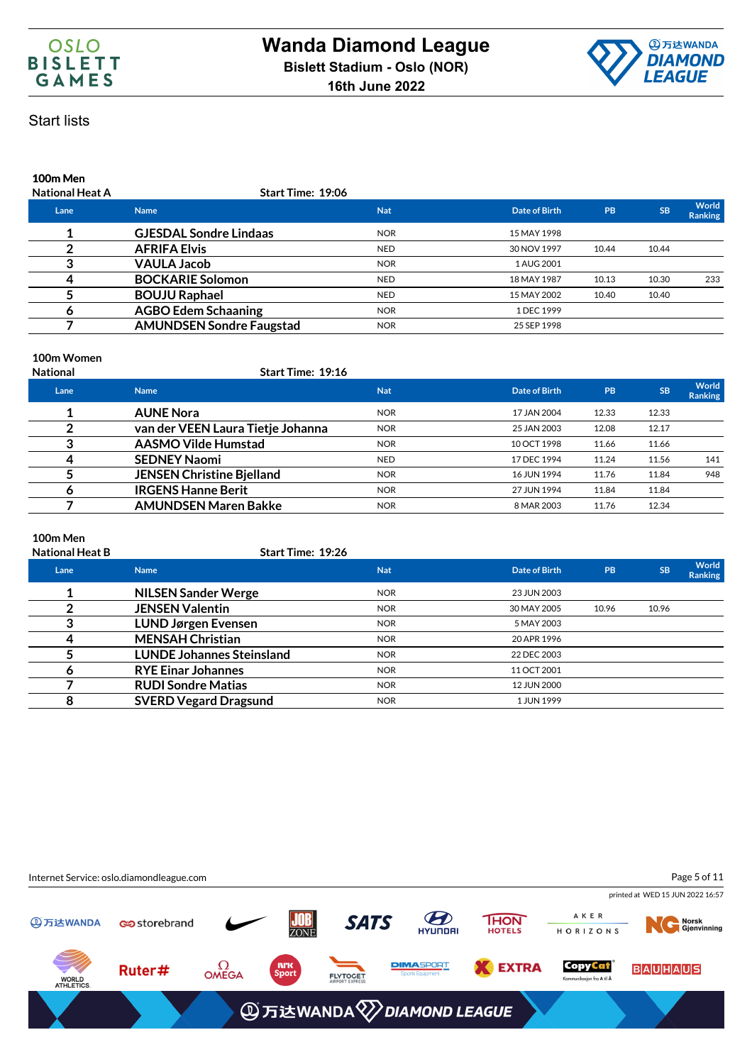# Wanda Diamond League

**Bislett Stadium - Oslo (NOR)**

**16th June 2022**

Start lists

### 100m Men

**National Heat A** — Start Time: 19:06

| Lane | Name | Nat | Date of Birth | PB | SB | World Ranking |
|---|---|---|---|---|---|---|
| 1 | GJESDAL Sondre Lindaas | NOR | 15 MAY 1998 | | | |
| 2 | AFRIFA Elvis | NED | 30 NOV 1997 | 10.44 | 10.44 | |
| 3 | VAULA Jacob | NOR | 1 AUG 2001 | | | |
| 4 | BOCKARIE Solomon | NED | 18 MAY 1987 | 10.13 | 10.30 | 233 |
| 5 | BOUJU Raphael | NED | 15 MAY 2002 | 10.40 | 10.40 | |
| 6 | AGBO Edem Schaaning | NOR | 1 DEC 1999 | | | |
| 7 | AMUNDSEN Sondre Faugstad | NOR | 25 SEP 1998 | | | |

### 100m Women

**National** — Start Time: 19:16

| Lane | Name | Nat | Date of Birth | PB | SB | World Ranking |
|---|---|---|---|---|---|---|
| 1 | AUNE Nora | NOR | 17 JAN 2004 | 12.33 | 12.33 | |
| 2 | van der VEEN Laura Tietje Johanna | NOR | 25 JAN 2003 | 12.08 | 12.17 | |
| 3 | AASMO Vilde Humstad | NOR | 10 OCT 1998 | 11.66 | 11.66 | |
| 4 | SEDNEY Naomi | NED | 17 DEC 1994 | 11.24 | 11.56 | 141 |
| 5 | JENSEN Christine Bjelland | NOR | 16 JUN 1994 | 11.76 | 11.84 | 948 |
| 6 | IRGENS Hanne Berit | NOR | 27 JUN 1994 | 11.84 | 11.84 | |
| 7 | AMUNDSEN Maren Bakke | NOR | 8 MAR 2003 | 11.76 | 12.34 | |

### 100m Men

**National Heat B** — Start Time: 19:26

| Lane | Name | Nat | Date of Birth | PB | SB | World Ranking |
|---|---|---|---|---|---|---|
| 1 | NILSEN Sander Werge | NOR | 23 JUN 2003 | | | |
| 2 | JENSEN Valentin | NOR | 30 MAY 2005 | 10.96 | 10.96 | |
| 3 | LUND Jørgen Evensen | NOR | 5 MAY 2003 | | | |
| 4 | MENSAH Christian | NOR | 20 APR 1996 | | | |
| 5 | LUNDE Johannes Steinsland | NOR | 22 DEC 2003 | | | |
| 6 | RYE Einar Johannes | NOR | 11 OCT 2001 | | | |
| 7 | RUDI Sondre Matias | NOR | 12 JUN 2000 | | | |
| 8 | SVERD Vegard Dragsund | NOR | 1 JUN 1999 | | | |

Internet Service: oslo.diamondleague.com

printed at WED 15 JUN 2022 16:57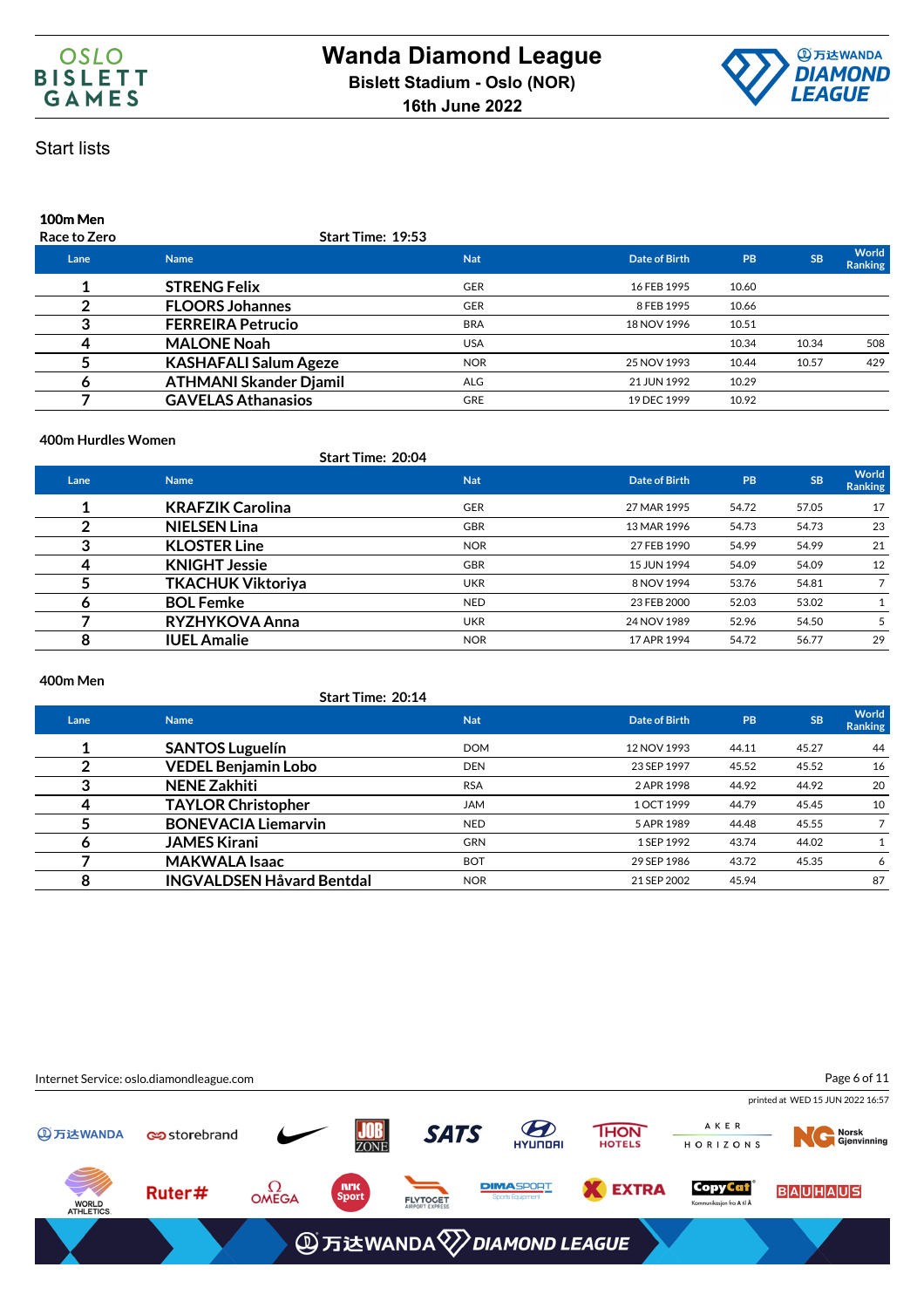# Wanda Diamond League

**Bislett Stadium - Oslo (NOR)**

**16th June 2022**

## Start lists

### 100m Men

Race to Zero

**Start Time: 19:53**

| Lane | Name | Nat | Date of Birth | PB | SB | World Ranking |
|---|---|---|---|---|---|---|
| 1 | STRENG Felix | GER | 16 FEB 1995 | 10.60 | | |
| 2 | FLOORS Johannes | GER | 8 FEB 1995 | 10.66 | | |
| 3 | FERREIRA Petrucio | BRA | 18 NOV 1996 | 10.51 | | |
| 4 | MALONE Noah | USA | | 10.34 | 10.34 | 508 |
| 5 | KASHAFALI Salum Ageze | NOR | 25 NOV 1993 | 10.44 | 10.57 | 429 |
| 6 | ATHMANI Skander Djamil | ALG | 21 JUN 1992 | 10.29 | | |
| 7 | GAVELAS Athanasios | GRE | 19 DEC 1999 | 10.92 | | |

### 400m Hurdles Women

**Start Time: 20:04**

| Lane | Name | Nat | Date of Birth | PB | SB | World Ranking |
|---|---|---|---|---|---|---|
| 1 | KRAFZIK Carolina | GER | 27 MAR 1995 | 54.72 | 57.05 | 17 |
| 2 | NIELSEN Lina | GBR | 13 MAR 1996 | 54.73 | 54.73 | 23 |
| 3 | KLOSTER Line | NOR | 27 FEB 1990 | 54.99 | 54.99 | 21 |
| 4 | KNIGHT Jessie | GBR | 15 JUN 1994 | 54.09 | 54.09 | 12 |
| 5 | TKACHUK Viktoriya | UKR | 8 NOV 1994 | 53.76 | 54.81 | 7 |
| 6 | BOL Femke | NED | 23 FEB 2000 | 52.03 | 53.02 | 1 |
| 7 | RYZHYKOVA Anna | UKR | 24 NOV 1989 | 52.96 | 54.50 | 5 |
| 8 | IUEL Amalie | NOR | 17 APR 1994 | 54.72 | 56.77 | 29 |

### 400m Men

**Start Time: 20:14**

| Lane | Name | Nat | Date of Birth | PB | SB | World Ranking |
|---|---|---|---|---|---|---|
| 1 | SANTOS Luguelín | DOM | 12 NOV 1993 | 44.11 | 45.27 | 44 |
| 2 | VEDEL Benjamin Lobo | DEN | 23 SEP 1997 | 45.52 | 45.52 | 16 |
| 3 | NENE Zakhiti | RSA | 2 APR 1998 | 44.92 | 44.92 | 20 |
| 4 | TAYLOR Christopher | JAM | 1 OCT 1999 | 44.79 | 45.45 | 10 |
| 5 | BONEVACIA Liemarvin | NED | 5 APR 1989 | 44.48 | 45.55 | 7 |
| 6 | JAMES Kirani | GRN | 1 SEP 1992 | 43.74 | 44.02 | 1 |
| 7 | MAKWALA Isaac | BOT | 29 SEP 1986 | 43.72 | 45.35 | 6 |
| 8 | INGVALDSEN Håvard Bentdal | NOR | 21 SEP 2002 | 45.94 | | 87 |

Internet Service: oslo.diamondleague.com

printed at WED 15 JUN 2022 16:57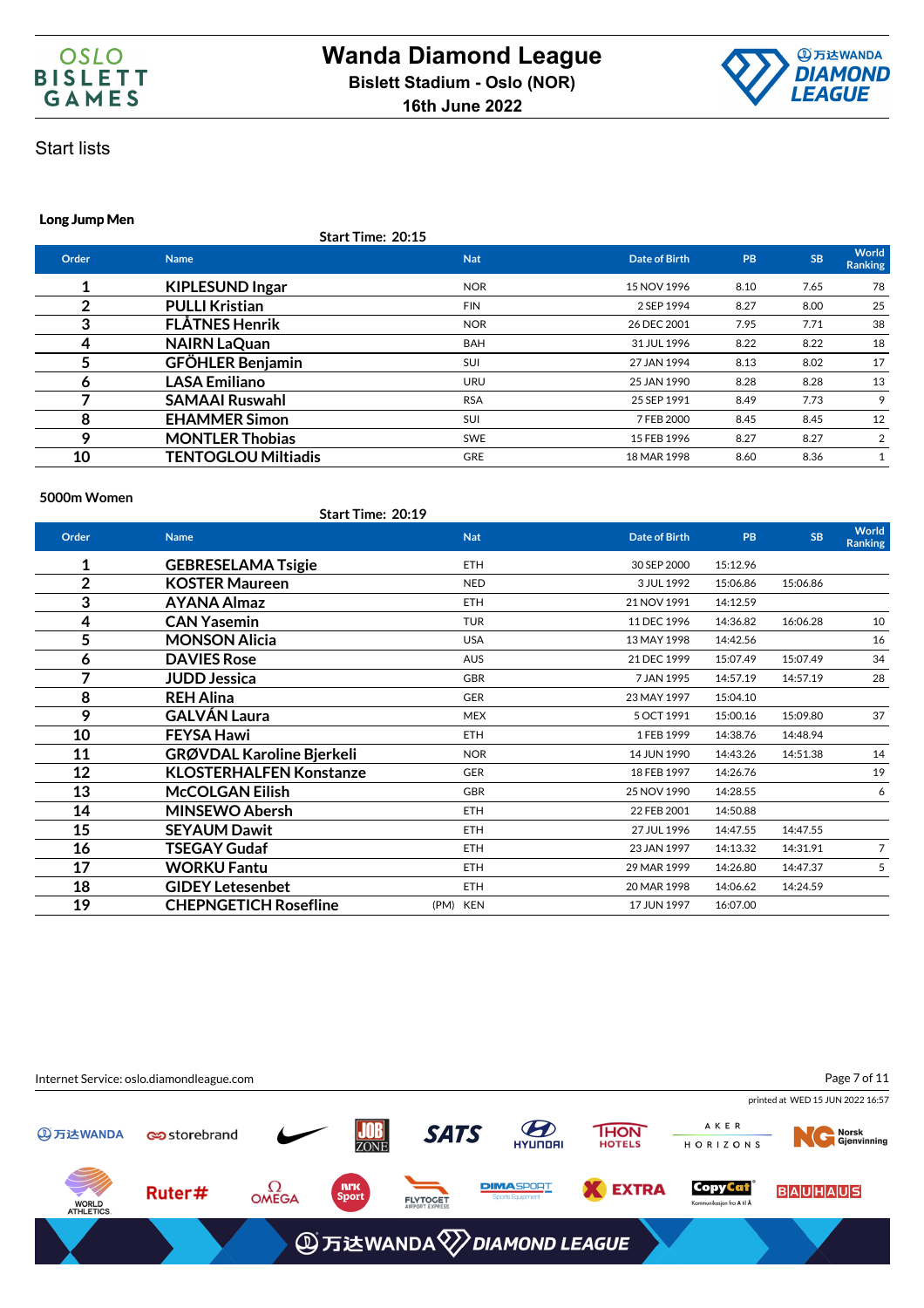# Wanda Diamond League

**Bislett Stadium - Oslo (NOR)**

**16th June 2022**

## Start lists

### Long Jump Men

**Start Time: 20:15**

| Order | Name | Nat | Date of Birth | PB | SB | World Ranking |
|---|---|---|---|---|---|---|
| 1 | KIPLESUND Ingar | NOR | 15 NOV 1996 | 8.10 | 7.65 | 78 |
| 2 | PULLI Kristian | FIN | 2 SEP 1994 | 8.27 | 8.00 | 25 |
| 3 | FLÅTNES Henrik | NOR | 26 DEC 2001 | 7.95 | 7.71 | 38 |
| 4 | NAIRN LaQuan | BAH | 31 JUL 1996 | 8.22 | 8.22 | 18 |
| 5 | GFÖHLER Benjamin | SUI | 27 JAN 1994 | 8.13 | 8.02 | 17 |
| 6 | LASA Emiliano | URU | 25 JAN 1990 | 8.28 | 8.28 | 13 |
| 7 | SAMAAI Ruswahl | RSA | 25 SEP 1991 | 8.49 | 7.73 | 9 |
| 8 | EHAMMER Simon | SUI | 7 FEB 2000 | 8.45 | 8.45 | 12 |
| 9 | MONTLER Thobias | SWE | 15 FEB 1996 | 8.27 | 8.27 | 2 |
| 10 | TENTOGLOU Miltiadis | GRE | 18 MAR 1998 | 8.60 | 8.36 | 1 |

### 5000m Women

**Start Time: 20:19**

| Order | Name | Nat | Date of Birth | PB | SB | World Ranking |
|---|---|---|---|---|---|---|
| 1 | GEBRESELAMA Tsigie | ETH | 30 SEP 2000 | 15:12.96 | | |
| 2 | KOSTER Maureen | NED | 3 JUL 1992 | 15:06.86 | 15:06.86 | |
| 3 | AYANA Almaz | ETH | 21 NOV 1991 | 14:12.59 | | |
| 4 | CAN Yasemin | TUR | 11 DEC 1996 | 14:36.82 | 16:06.28 | 10 |
| 5 | MONSON Alicia | USA | 13 MAY 1998 | 14:42.56 | | 16 |
| 6 | DAVIES Rose | AUS | 21 DEC 1999 | 15:07.49 | 15:07.49 | 34 |
| 7 | JUDD Jessica | GBR | 7 JAN 1995 | 14:57.19 | 14:57.19 | 28 |
| 8 | REH Alina | GER | 23 MAY 1997 | 15:04.10 | | |
| 9 | GALVÁN Laura | MEX | 5 OCT 1991 | 15:00.16 | 15:09.80 | 37 |
| 10 | FEYSA Hawi | ETH | 1 FEB 1999 | 14:38.76 | 14:48.94 | |
| 11 | GRØVDAL Karoline Bjerkeli | NOR | 14 JUN 1990 | 14:43.26 | 14:51.38 | 14 |
| 12 | KLOSTERHALFEN Konstanze | GER | 18 FEB 1997 | 14:26.76 | | 19 |
| 13 | McCOLGAN Eilish | GBR | 25 NOV 1990 | 14:28.55 | | 6 |
| 14 | MINSEWO Abersh | ETH | 22 FEB 2001 | 14:50.88 | | |
| 15 | SEYAUM Dawit | ETH | 27 JUL 1996 | 14:47.55 | 14:47.55 | |
| 16 | TSEGAY Gudaf | ETH | 23 JAN 1997 | 14:13.32 | 14:31.91 | 7 |
| 17 | WORKU Fantu | ETH | 29 MAR 1999 | 14:26.80 | 14:47.37 | 5 |
| 18 | GIDEY Letesenbet | ETH | 20 MAR 1998 | 14:06.62 | 14:24.59 | |
| 19 | CHEPNGETICH Rosefline (PM) | KEN | 17 JUN 1997 | 16:07.00 | | |

Internet Service: oslo.diamondleague.com

printed at WED 15 JUN 2022 16:57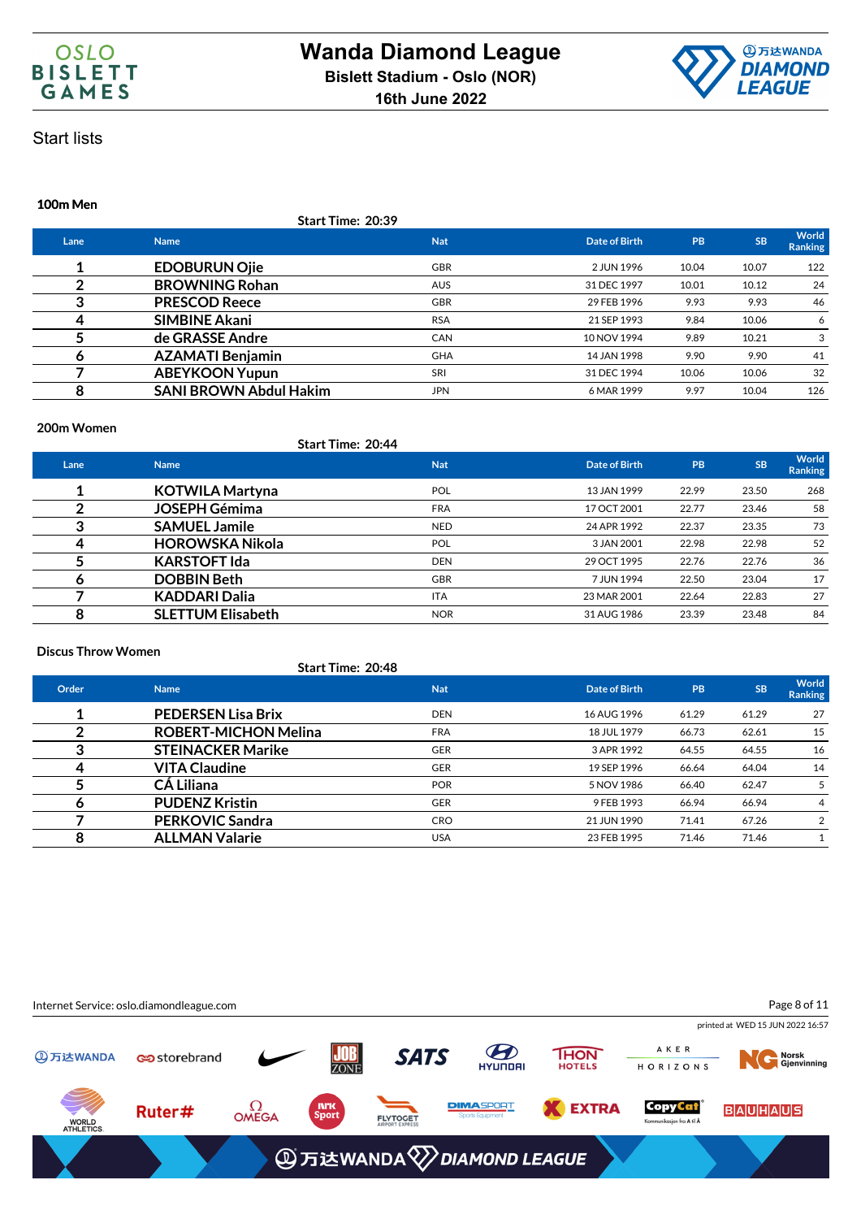# Wanda Diamond League

**Bislett Stadium - Oslo (NOR)**

**16th June 2022**

Start lists

### 100m Men

**Start Time: 20:39**

| Lane | Name | Nat | Date of Birth | PB | SB | World Ranking |
|---|---|---|---|---|---|---|
| 1 | **EDOBURUN Ojie** | GBR | 2 JUN 1996 | 10.04 | 10.07 | 122 |
| 2 | **BROWNING Rohan** | AUS | 31 DEC 1997 | 10.01 | 10.12 | 24 |
| 3 | **PRESCOD Reece** | GBR | 29 FEB 1996 | 9.93 | 9.93 | 46 |
| 4 | **SIMBINE Akani** | RSA | 21 SEP 1993 | 9.84 | 10.06 | 6 |
| 5 | **de GRASSE Andre** | CAN | 10 NOV 1994 | 9.89 | 10.21 | 3 |
| 6 | **AZAMATI Benjamin** | GHA | 14 JAN 1998 | 9.90 | 9.90 | 41 |
| 7 | **ABEYKOON Yupun** | SRI | 31 DEC 1994 | 10.06 | 10.06 | 32 |
| 8 | **SANI BROWN Abdul Hakim** | JPN | 6 MAR 1999 | 9.97 | 10.04 | 126 |

### 200m Women

**Start Time: 20:44**

| Lane | Name | Nat | Date of Birth | PB | SB | World Ranking |
|---|---|---|---|---|---|---|
| 1 | **KOTWILA Martyna** | POL | 13 JAN 1999 | 22.99 | 23.50 | 268 |
| 2 | **JOSEPH Gémima** | FRA | 17 OCT 2001 | 22.77 | 23.46 | 58 |
| 3 | **SAMUEL Jamile** | NED | 24 APR 1992 | 22.37 | 23.35 | 73 |
| 4 | **HOROWSKA Nikola** | POL | 3 JAN 2001 | 22.98 | 22.98 | 52 |
| 5 | **KARSTOFT Ida** | DEN | 29 OCT 1995 | 22.76 | 22.76 | 36 |
| 6 | **DOBBIN Beth** | GBR | 7 JUN 1994 | 22.50 | 23.04 | 17 |
| 7 | **KADDARI Dalia** | ITA | 23 MAR 2001 | 22.64 | 22.83 | 27 |
| 8 | **SLETTUM Elisabeth** | NOR | 31 AUG 1986 | 23.39 | 23.48 | 84 |

### Discus Throw Women

**Start Time: 20:48**

| Order | Name | Nat | Date of Birth | PB | SB | World Ranking |
|---|---|---|---|---|---|---|
| 1 | **PEDERSEN Lisa Brix** | DEN | 16 AUG 1996 | 61.29 | 61.29 | 27 |
| 2 | **ROBERT-MICHON Melina** | FRA | 18 JUL 1979 | 66.73 | 62.61 | 15 |
| 3 | **STEINACKER Marike** | GER | 3 APR 1992 | 64.55 | 64.55 | 16 |
| 4 | **VITA Claudine** | GER | 19 SEP 1996 | 66.64 | 64.04 | 14 |
| 5 | **CÁ Liliana** | POR | 5 NOV 1986 | 66.40 | 62.47 | 5 |
| 6 | **PUDENZ Kristin** | GER | 9 FEB 1993 | 66.94 | 66.94 | 4 |
| 7 | **PERKOVIC Sandra** | CRO | 21 JUN 1990 | 71.41 | 67.26 | 2 |
| 8 | **ALLMAN Valarie** | USA | 23 FEB 1995 | 71.46 | 71.46 | 1 |

Internet Service: oslo.diamondleague.com

printed at WED 15 JUN 2022 16:57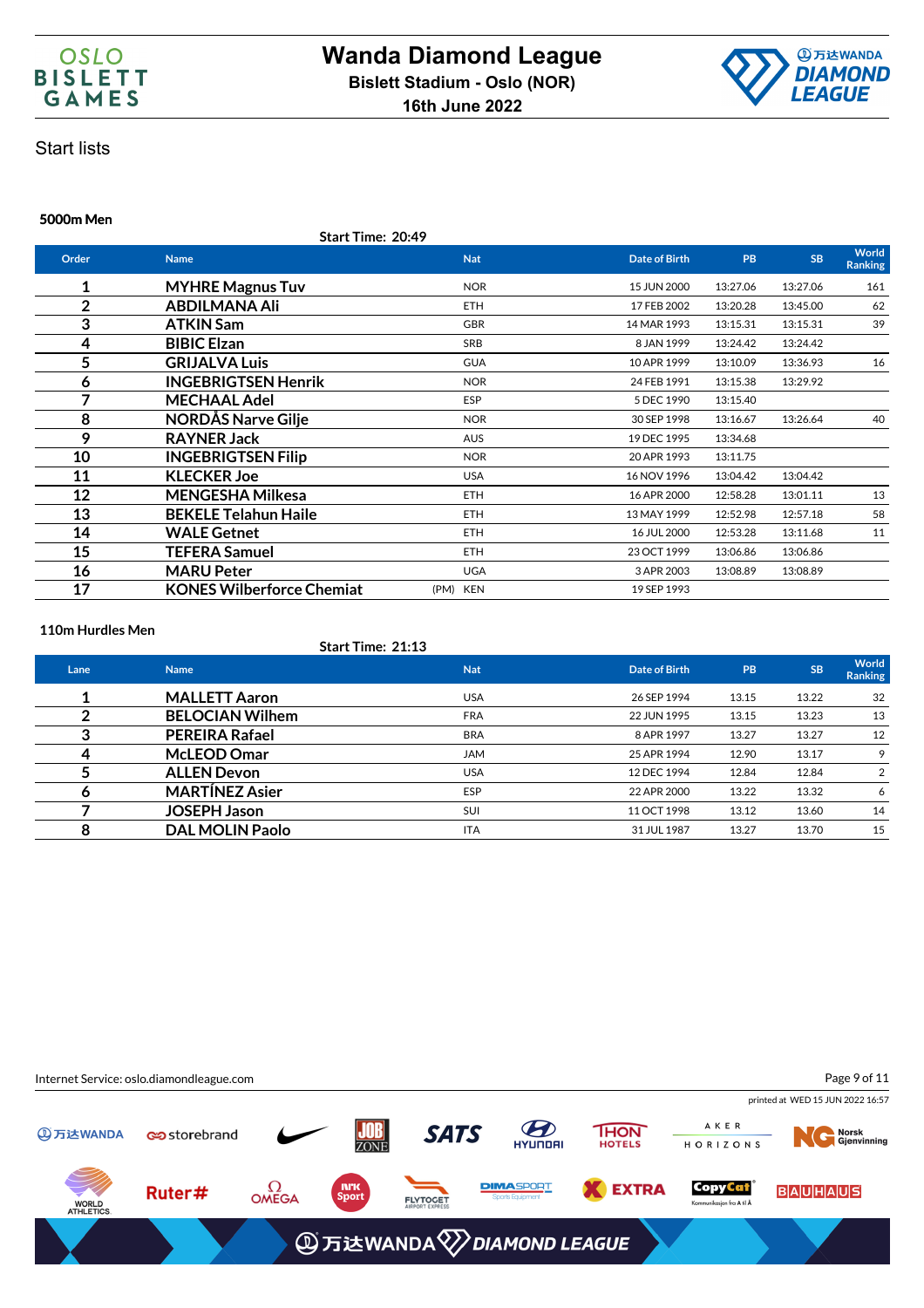# Wanda Diamond League

**Bislett Stadium - Oslo (NOR)**

**16th June 2022**

Start lists

### 5000m Men

Start Time: 20:49

| Order | Name | | Nat | Date of Birth | PB | SB | World Ranking |
|---|---|---|---|---|---|---|---|
| 1 | **MYHRE Magnus Tuv** | | NOR | 15 JUN 2000 | 13:27.06 | 13:27.06 | 161 |
| 2 | **ABDILMANA Ali** | | ETH | 17 FEB 2002 | 13:20.28 | 13:45.00 | 62 |
| 3 | **ATKIN Sam** | | GBR | 14 MAR 1993 | 13:15.31 | 13:15.31 | 39 |
| 4 | **BIBIC Elzan** | | SRB | 8 JAN 1999 | 13:24.42 | 13:24.42 | |
| 5 | **GRIJALVA Luis** | | GUA | 10 APR 1999 | 13:10.09 | 13:36.93 | 16 |
| 6 | **INGEBRIGTSEN Henrik** | | NOR | 24 FEB 1991 | 13:15.38 | 13:29.92 | |
| 7 | **MECHAAL Adel** | | ESP | 5 DEC 1990 | 13:15.40 | | |
| 8 | **NORDÅS Narve Gilje** | | NOR | 30 SEP 1998 | 13:16.67 | 13:26.64 | 40 |
| 9 | **RAYNER Jack** | | AUS | 19 DEC 1995 | 13:34.68 | | |
| 10 | **INGEBRIGTSEN Filip** | | NOR | 20 APR 1993 | 13:11.75 | | |
| 11 | **KLECKER Joe** | | USA | 16 NOV 1996 | 13:04.42 | 13:04.42 | |
| 12 | **MENGESHA Milkesa** | | ETH | 16 APR 2000 | 12:58.28 | 13:01.11 | 13 |
| 13 | **BEKELE Telahun Haile** | | ETH | 13 MAY 1999 | 12:52.98 | 12:57.18 | 58 |
| 14 | **WALE Getnet** | | ETH | 16 JUL 2000 | 12:53.28 | 13:11.68 | 11 |
| 15 | **TEFERA Samuel** | | ETH | 23 OCT 1999 | 13:06.86 | 13:06.86 | |
| 16 | **MARU Peter** | | UGA | 3 APR 2003 | 13:08.89 | 13:08.89 | |
| 17 | **KONES Wilberforce Chemiat** | (PM) | KEN | 19 SEP 1993 | | | |

### 110m Hurdles Men

Start Time: 21:13

| Lane | Name | Nat | Date of Birth | PB | SB | World Ranking |
|---|---|---|---|---|---|---|
| 1 | **MALLETT Aaron** | USA | 26 SEP 1994 | 13.15 | 13.22 | 32 |
| 2 | **BELOCIAN Wilhem** | FRA | 22 JUN 1995 | 13.15 | 13.23 | 13 |
| 3 | **PEREIRA Rafael** | BRA | 8 APR 1997 | 13.27 | 13.27 | 12 |
| 4 | **McLEOD Omar** | JAM | 25 APR 1994 | 12.90 | 13.17 | 9 |
| 5 | **ALLEN Devon** | USA | 12 DEC 1994 | 12.84 | 12.84 | 2 |
| 6 | **MARTÍNEZ Asier** | ESP | 22 APR 2000 | 13.22 | 13.32 | 6 |
| 7 | **JOSEPH Jason** | SUI | 11 OCT 1998 | 13.12 | 13.60 | 14 |
| 8 | **DAL MOLIN Paolo** | ITA | 31 JUL 1987 | 13.27 | 13.70 | 15 |

Internet Service: oslo.diamondleague.com

printed at WED 15 JUN 2022 16:57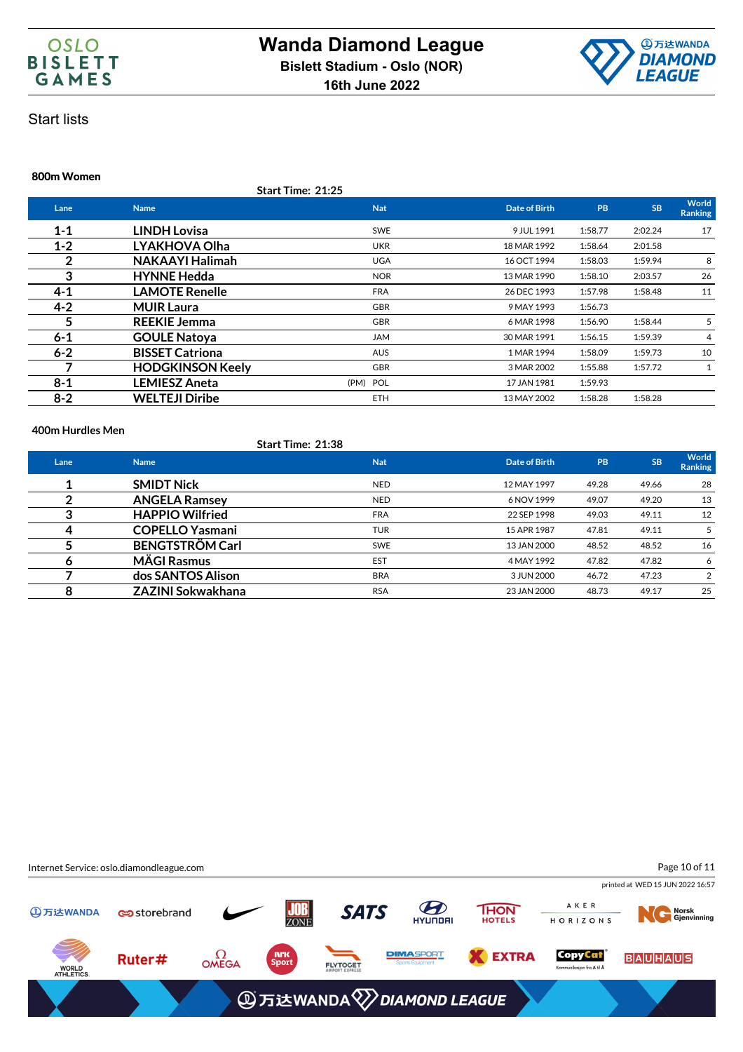# Wanda Diamond League

**Bislett Stadium - Oslo (NOR)**

**16th June 2022**

Start lists

### 800m Women

**Start Time: 21:25**

| Lane | Name | Nat | Date of Birth | PB | SB | World Ranking |
|---|---|---|---|---|---|---|
| 1-1 | LINDH Lovisa | SWE | 9 JUL 1991 | 1:58.77 | 2:02.24 | 17 |
| 1-2 | LYAKHOVA Olha | UKR | 18 MAR 1992 | 1:58.64 | 2:01.58 | |
| 2 | NAKAAYI Halimah | UGA | 16 OCT 1994 | 1:58.03 | 1:59.94 | 8 |
| 3 | HYNNE Hedda | NOR | 13 MAR 1990 | 1:58.10 | 2:03.57 | 26 |
| 4-1 | LAMOTE Renelle | FRA | 26 DEC 1993 | 1:57.98 | 1:58.48 | 11 |
| 4-2 | MUIR Laura | GBR | 9 MAY 1993 | 1:56.73 | | |
| 5 | REEKIE Jemma | GBR | 6 MAR 1998 | 1:56.90 | 1:58.44 | 5 |
| 6-1 | GOULE Natoya | JAM | 30 MAR 1991 | 1:56.15 | 1:59.39 | 4 |
| 6-2 | BISSET Catriona | AUS | 1 MAR 1994 | 1:58.09 | 1:59.73 | 10 |
| 7 | HODGKINSON Keely | GBR | 3 MAR 2002 | 1:55.88 | 1:57.72 | 1 |
| 8-1 | LEMIESZ Aneta | (PM) POL | 17 JAN 1981 | 1:59.93 | | |
| 8-2 | WELTEJI Diribe | ETH | 13 MAY 2002 | 1:58.28 | 1:58.28 | |

### 400m Hurdles Men

**Start Time: 21:38**

| Lane | Name | Nat | Date of Birth | PB | SB | World Ranking |
|---|---|---|---|---|---|---|
| 1 | SMIDT Nick | NED | 12 MAY 1997 | 49.28 | 49.66 | 28 |
| 2 | ANGELA Ramsey | NED | 6 NOV 1999 | 49.07 | 49.20 | 13 |
| 3 | HAPPIO Wilfried | FRA | 22 SEP 1998 | 49.03 | 49.11 | 12 |
| 4 | COPELLO Yasmani | TUR | 15 APR 1987 | 47.81 | 49.11 | 5 |
| 5 | BENGTSTRÖM Carl | SWE | 13 JAN 2000 | 48.52 | 48.52 | 16 |
| 6 | MÄGI Rasmus | EST | 4 MAY 1992 | 47.82 | 47.82 | 6 |
| 7 | dos SANTOS Alison | BRA | 3 JUN 2000 | 46.72 | 47.23 | 2 |
| 8 | ZAZINI Sokwakhana | RSA | 23 JAN 2000 | 48.73 | 49.17 | 25 |

Internet Service: oslo.diamondleague.com

printed at WED 15 JUN 2022 16:57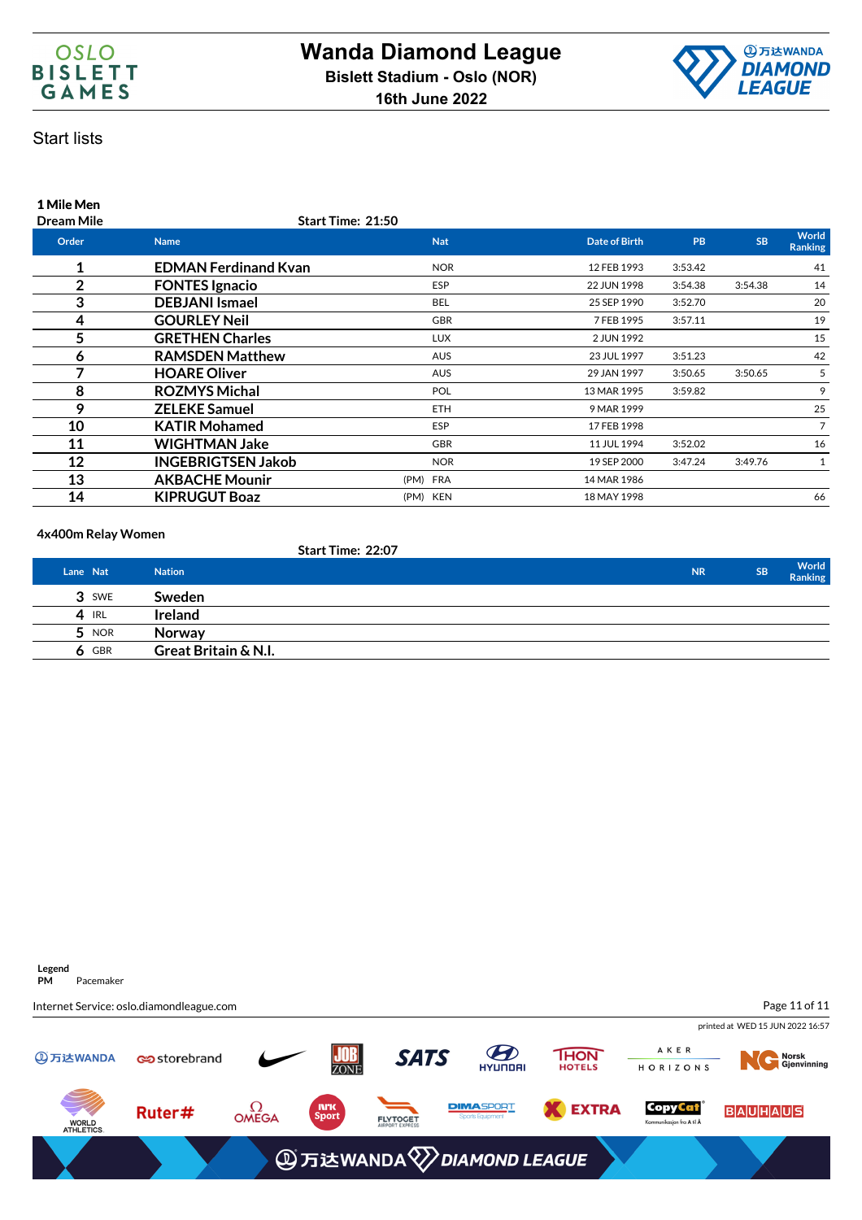# Wanda Diamond League

**Bislett Stadium - Oslo (NOR)**

**16th June 2022**

## Start lists

### 1 Mile Men
**Dream Mile**

**Start Time: 21:50**

| Order | Name | | Nat | Date of Birth | PB | SB | World Ranking |
|---|---|---|---|---|---|---|---|
| 1 | EDMAN Ferdinand Kvan | | NOR | 12 FEB 1993 | 3:53.42 | | 41 |
| 2 | FONTES Ignacio | | ESP | 22 JUN 1998 | 3:54.38 | 3:54.38 | 14 |
| 3 | DEBJANI Ismael | | BEL | 25 SEP 1990 | 3:52.70 | | 20 |
| 4 | GOURLEY Neil | | GBR | 7 FEB 1995 | 3:57.11 | | 19 |
| 5 | GRETHEN Charles | | LUX | 2 JUN 1992 | | | 15 |
| 6 | RAMSDEN Matthew | | AUS | 23 JUL 1997 | 3:51.23 | | 42 |
| 7 | HOARE Oliver | | AUS | 29 JAN 1997 | 3:50.65 | 3:50.65 | 5 |
| 8 | ROZMYS Michal | | POL | 13 MAR 1995 | 3:59.82 | | 9 |
| 9 | ZELEKE Samuel | | ETH | 9 MAR 1999 | | | 25 |
| 10 | KATIR Mohamed | | ESP | 17 FEB 1998 | | | 7 |
| 11 | WIGHTMAN Jake | | GBR | 11 JUL 1994 | 3:52.02 | | 16 |
| 12 | INGEBRIGTSEN Jakob | | NOR | 19 SEP 2000 | 3:47.24 | 3:49.76 | 1 |
| 13 | AKBACHE Mounir | (PM) | FRA | 14 MAR 1986 | | | |
| 14 | KIPRUGUT Boaz | (PM) | KEN | 18 MAY 1998 | | | 66 |

### 4x400m Relay Women

**Start Time: 22:07**

| Lane | Nat | Nation | NR | SB | World Ranking |
|---|---|---|---|---|---|
| 3 | SWE | Sweden | | | |
| 4 | IRL | Ireland | | | |
| 5 | NOR | Norway | | | |
| 6 | GBR | Great Britain & N.I. | | | |

**Legend**
**PM** Pacemaker

Internet Service: oslo.diamondleague.com

printed at WED 15 JUN 2022 16:57